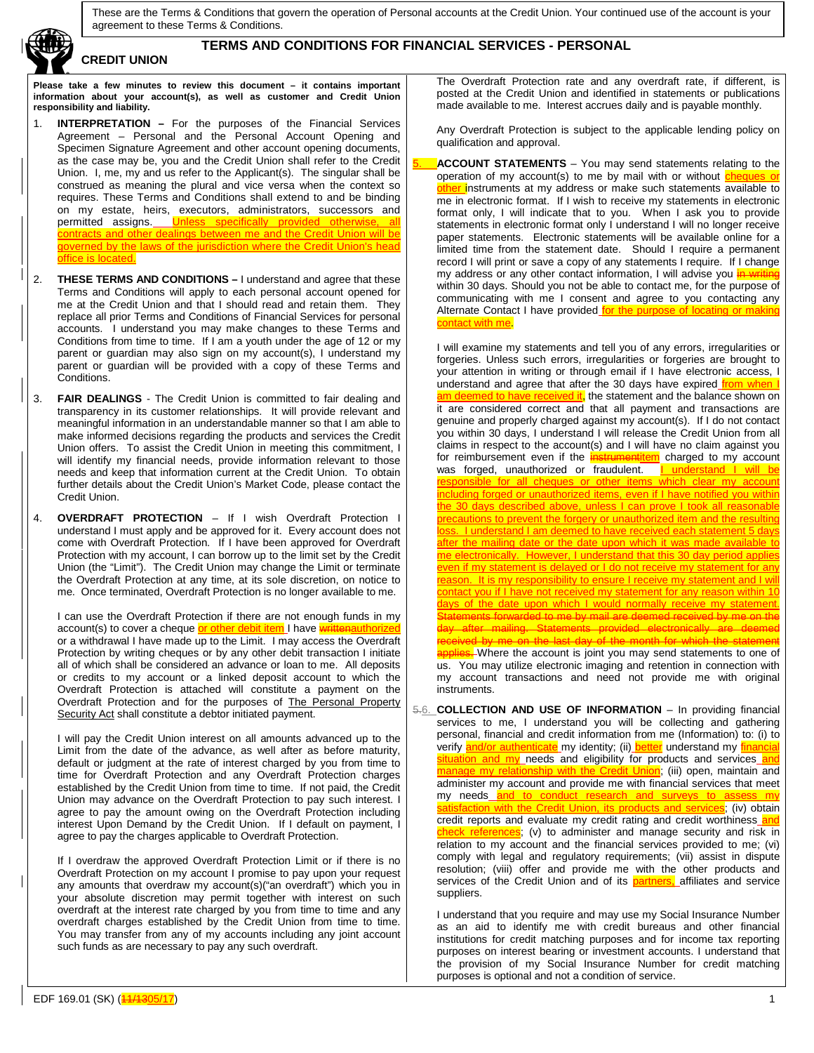These are the Terms & Conditions that govern the operation of Personal accounts at the Credit Union. Your continued use of the account is your agreement to these Terms & Conditions.

**CREDIT UNION**

# TERMS AND CONDITIONS FOR FINANCIAL SERVICES - PERSONAL

**Please take a few minutes to review this document – it contains important information about your account(s), as well as customer and Credit Union responsibility and liability.**

1. **INTERPRETATION –** For the purposes of the Financial Services Agreement – Personal and the Personal Account Opening and Specimen Signature Agreement and other account opening documents, as the case may be, you and the Credit Union shall refer to the Credit Union. I, me, my and us refer to the Applicant(s). The singular shall be construed as meaning the plural and vice versa when the context so requires. These Terms and Conditions shall extend to and be binding on my estate, heirs, executors, administrators, successors and permitted assigns. Unless specifically provided otherwise, all contracts and other dealings between me and the Credit Union will be governed by the laws of the jurisdiction where the Credit Union's head office is located.

2. **THESE TERMS AND CONDITIONS –** I understand and agree that these Terms and Conditions will apply to each personal account opened for me at the Credit Union and that I should read and retain them. They replace all prior Terms and Conditions of Financial Services for personal accounts. I understand you may make changes to these Terms and Conditions from time to time. If I am a youth under the age of 12 or my parent or guardian may also sign on my account(s), I understand my parent or guardian will be provided with a copy of these Terms and Conditions.

3. **FAIR DEALINGS** - The Credit Union is committed to fair dealing and transparency in its customer relationships. It will provide relevant and meaningful information in an understandable manner so that I am able to make informed decisions regarding the products and services the Credit Union offers. To assist the Credit Union in meeting this commitment, I will identify my financial needs, provide information relevant to those needs and keep that information current at the Credit Union. To obtain further details about the Credit Union's Market Code, please contact the Credit Union.

4. **OVERDRAFT PROTECTION** – If I wish Overdraft Protection I understand I must apply and be approved for it. Every account does not come with Overdraft Protection. If I have been approved for Overdraft Protection with my account, I can borrow up to the limit set by the Credit Union (the "Limit"). The Credit Union may change the Limit or terminate the Overdraft Protection at any time, at its sole discretion, on notice to me. Once terminated, Overdraft Protection is no longer available to me.

   I can use the Overdraft Protection if there are not enough funds in my account(s) to cover a cheque or other debit item I have ~~written~~authorized or a withdrawal I have made up to the Limit. I may access the Overdraft Protection by writing cheques or by any other debit transaction I initiate all of which shall be considered an advance or loan to me. All deposits or credits to my account or a linked deposit account to which the Overdraft Protection is attached will constitute a payment on the Overdraft Protection and for the purposes of The Personal Property Security Act shall constitute a debtor initiated payment.

   I will pay the Credit Union interest on all amounts advanced up to the Limit from the date of the advance, as well after as before maturity, default or judgment at the rate of interest charged by you from time to time for Overdraft Protection and any Overdraft Protection charges established by the Credit Union from time to time. If not paid, the Credit Union may advance on the Overdraft Protection to pay such interest. I agree to pay the amount owing on the Overdraft Protection including interest Upon Demand by the Credit Union. If I default on payment, I agree to pay the charges applicable to Overdraft Protection.

   If I overdraw the approved Overdraft Protection Limit or if there is no Overdraft Protection on my account I promise to pay upon your request any amounts that overdraw my account(s)("an overdraft") which you in your absolute discretion may permit together with interest on such overdraft at the interest rate charged by you from time to time and any overdraft charges established by the Credit Union from time to time. You may transfer from any of my accounts including any joint account such funds as are necessary to pay any such overdraft.

   The Overdraft Protection rate and any overdraft rate, if different, is posted at the Credit Union and identified in statements or publications made available to me. Interest accrues daily and is payable monthly.

   Any Overdraft Protection is subject to the applicable lending policy on qualification and approval.

5. **ACCOUNT STATEMENTS** – You may send statements relating to the operation of my account(s) to me by mail with or without cheques or other instruments at my address or make such statements available to me in electronic format. If I wish to receive my statements in electronic format only, I will indicate that to you. When I ask you to provide statements in electronic format only I understand I will no longer receive paper statements. Electronic statements will be available online for a limited time from the statement date. Should I require a permanent record I will print or save a copy of any statements I require. If I change my address or any other contact information, I will advise you ~~in writing~~ within 30 days. Should you not be able to contact me, for the purpose of communicating with me I consent and agree to you contacting any Alternate Contact I have provided for the purpose of locating or making contact with me.

   I will examine my statements and tell you of any errors, irregularities or forgeries. Unless such errors, irregularities or forgeries are brought to your attention in writing or through email if I have electronic access, I understand and agree that after the 30 days have expired from when I am deemed to have received it, the statement and the balance shown on it are considered correct and that all payment and transactions are genuine and properly charged against my account(s). If I do not contact you within 30 days, I understand I will release the Credit Union from all claims in respect to the account(s) and I will have no claim against you for reimbursement even if the ~~instrument~~item charged to my account was forged, unauthorized or fraudulent. I understand I will be responsible for all cheques or other items which clear my account including forged or unauthorized items, even if I have notified you within the 30 days described above, unless I can prove I took all reasonable precautions to prevent the forgery or unauthorized item and the resulting loss. I understand I am deemed to have received each statement 5 days after the mailing date or the date upon which it was made available to me electronically. However, I understand that this 30 day period applies even if my statement is delayed or I do not receive my statement for any reason. It is my responsibility to ensure I receive my statement and I will contact you if I have not received my statement for any reason within 10 days of the date upon which I would normally receive my statement. ~~Statements forwarded to me by mail are deemed received by me on the day after mailing. Statements provided electronically are deemed received by me on the last day of the month for which the statement applies.~~ Where the account is joint you may send statements to one of us. You may utilize electronic imaging and retention in connection with my account transactions and need not provide me with original instruments.

~~5.~~6. **COLLECTION AND USE OF INFORMATION** – In providing financial services to me, I understand you will be collecting and gathering personal, financial and credit information from me (Information) to: (i) to verify and/or authenticate my identity; (ii) better understand my financial situation and my needs and eligibility for products and services and manage my relationship with the Credit Union; (iii) open, maintain and administer my account and provide me with financial services that meet my needs and to conduct research and surveys to assess my satisfaction with the Credit Union, its products and services; (iv) obtain credit reports and evaluate my credit rating and credit worthiness and check references; (v) to administer and manage security and risk in relation to my account and the financial services provided to me; (vi) comply with legal and regulatory requirements; (vii) assist in dispute resolution; (viii) offer and provide me with the other products and services of the Credit Union and of its partners, affiliates and service suppliers.

   I understand that you require and may use my Social Insurance Number as an aid to identify me with credit bureaus and other financial institutions for credit matching purposes and for income tax reporting purposes on interest bearing or investment accounts. I understand that the provision of my Social Insurance Number for credit matching purposes is optional and not a condition of service.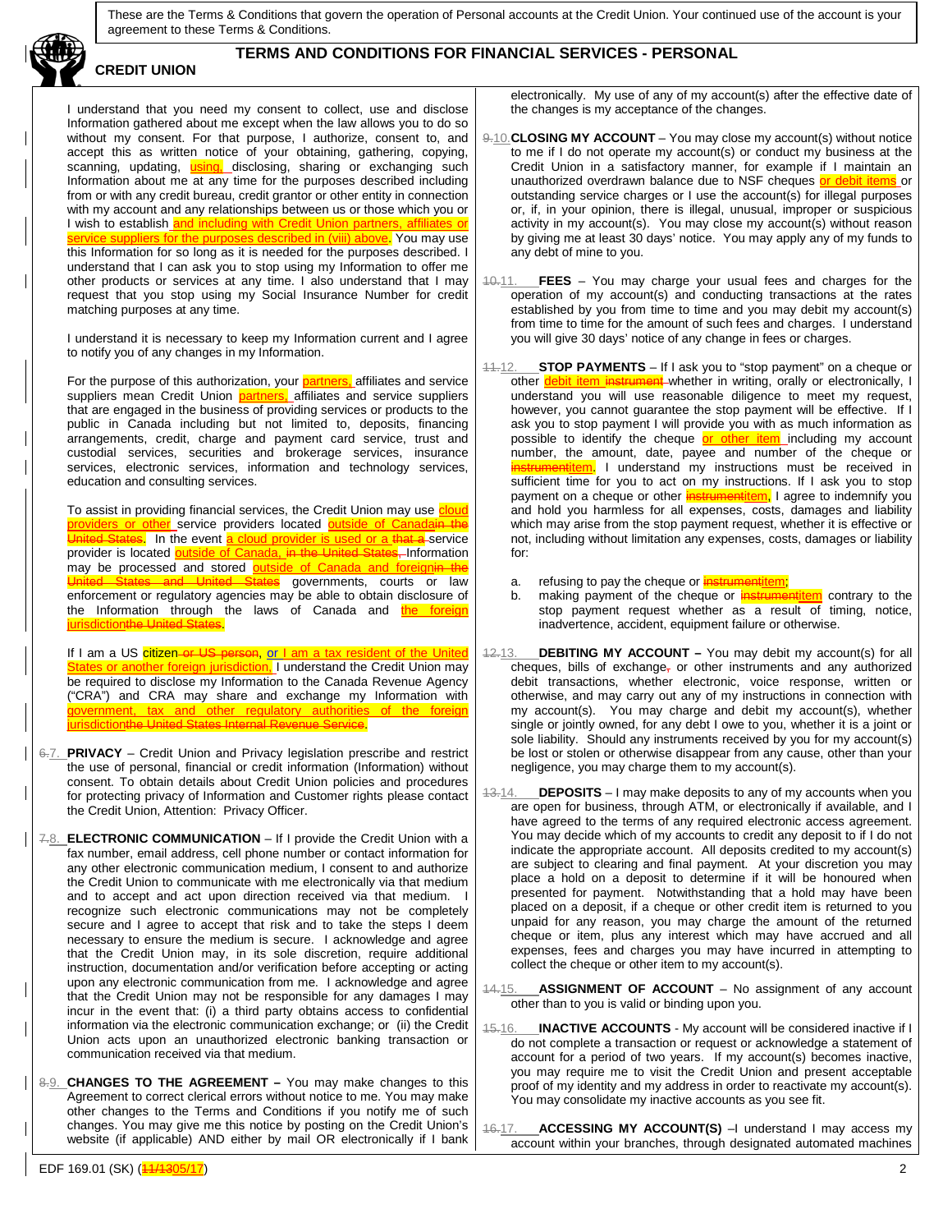I understand that you need my consent to collect, use and disclose Information gathered about me except when the law allows you to do so without my consent. For that purpose, I authorize, consent to, and accept this as written notice of your obtaining, gathering, copying, scanning, updating, using, disclosing, sharing or exchanging such Information about me at any time for the purposes described including from or with any credit bureau, credit grantor or other entity in connection with my account and any relationships between us or those which you or I wish to establish and including with Credit Union partners, affiliates or service suppliers for the purposes described in (viii) above. You may use this Information for so long as it is needed for the purposes described. I understand that I can ask you to stop using my Information to offer me other products or services at any time. I also understand that I may request that you stop using my Social Insurance Number for credit matching purposes at any time.

I understand it is necessary to keep my Information current and I agree to notify you of any changes in my Information.

For the purpose of this authorization, your partners, affiliates and service suppliers mean Credit Union partners, affiliates and service suppliers that are engaged in the business of providing services or products to the public in Canada including but not limited to, deposits, financing arrangements, credit, charge and payment card service, trust and custodial services, securities and brokerage services, insurance services, electronic services, information and technology services, education and consulting services.

To assist in providing financial services, the Credit Union may use cloud providers or other service providers located outside of Canada~~in the United States~~. In the event a cloud provider is used or a ~~that a~~ service provider is located outside of Canada, ~~in the United States,~~ Information may be processed and stored outside of Canada and foreign~~in the United States and United States~~ governments, courts or law enforcement or regulatory agencies may be able to obtain disclosure of the Information through the laws of Canada and the foreign jurisdiction~~the United States~~.

If I am a US citizen ~~or US person~~, or I am a tax resident of the United States or another foreign jurisdiction, I understand the Credit Union may be required to disclose my Information to the Canada Revenue Agency ("CRA") and CRA may share and exchange my Information with government, tax and other regulatory authorities of the foreign jurisdiction~~the United States Internal Revenue Service~~.

~~6.~~7. **PRIVACY** – Credit Union and Privacy legislation prescribe and restrict the use of personal, financial or credit information (Information) without consent. To obtain details about Credit Union policies and procedures for protecting privacy of Information and Customer rights please contact the Credit Union, Attention: Privacy Officer.

~~7.~~8. **ELECTRONIC COMMUNICATION** – If I provide the Credit Union with a fax number, email address, cell phone number or contact information for any other electronic communication medium, I consent to and authorize the Credit Union to communicate with me electronically via that medium and to accept and act upon direction received via that medium. I recognize such electronic communications may not be completely secure and I agree to accept that risk and to take the steps I deem necessary to ensure the medium is secure. I acknowledge and agree that the Credit Union may, in its sole discretion, require additional instruction, documentation and/or verification before accepting or acting upon any electronic communication from me. I acknowledge and agree that the Credit Union may not be responsible for any damages I may incur in the event that: (i) a third party obtains access to confidential information via the electronic communication exchange; or (ii) the Credit Union acts upon an unauthorized electronic banking transaction or communication received via that medium.

~~8.~~9. **CHANGES TO THE AGREEMENT –** You may make changes to this Agreement to correct clerical errors without notice to me. You may make other changes to the Terms and Conditions if you notify me of such changes. You may give me this notice by posting on the Credit Union's website (if applicable) AND either by mail OR electronically if I bank electronically. My use of any of my account(s) after the effective date of the changes is my acceptance of the changes.

~~9.~~10. **CLOSING MY ACCOUNT** – You may close my account(s) without notice to me if I do not operate my account(s) or conduct my business at the Credit Union in a satisfactory manner, for example if I maintain an unauthorized overdrawn balance due to NSF cheques or debit items or outstanding service charges or I use the account(s) for illegal purposes or, if, in your opinion, there is illegal, unusual, improper or suspicious activity in my account(s). You may close my account(s) without reason by giving me at least 30 days' notice. You may apply any of my funds to any debt of mine to you.

~~10.~~11. **FEES** – You may charge your usual fees and charges for the operation of my account(s) and conducting transactions at the rates established by you from time to time and you may debit my account(s) from time to time for the amount of such fees and charges. I understand you will give 30 days' notice of any change in fees or charges.

~~11.~~12. **STOP PAYMENTS** – If I ask you to "stop payment" on a cheque or other debit item ~~instrument~~ whether in writing, orally or electronically, I understand you will use reasonable diligence to meet my request, however, you cannot guarantee the stop payment will be effective. If I ask you to stop payment I will provide you with as much information as possible to identify the cheque or other item including my account number, the amount, date, payee and number of the cheque or ~~instrument~~item. I understand my instructions must be received in sufficient time for you to act on my instructions. If I ask you to stop payment on a cheque or other ~~instrument~~item, I agree to indemnify you and hold you harmless for all expenses, costs, damages and liability which may arise from the stop payment request, whether it is effective or not, including without limitation any expenses, costs, damages or liability for:

a. refusing to pay the cheque or ~~instrument~~item;
b. making payment of the cheque or ~~instrument~~item contrary to the stop payment request whether as a result of timing, notice, inadvertence, accident, equipment failure or otherwise.

~~12.~~13. **DEBITING MY ACCOUNT –** You may debit my account(s) for all cheques, bills of exchange~~,~~ or other instruments and any authorized debit transactions, whether electronic, voice response, written or otherwise, and may carry out any of my instructions in connection with my account(s). You may charge and debit my account(s), whether single or jointly owned, for any debt I owe to you, whether it is a joint or sole liability. Should any instruments received by you for my account(s) be lost or stolen or otherwise disappear from any cause, other than your negligence, you may charge them to my account(s).

~~13.~~14. **DEPOSITS** – I may make deposits to any of my accounts when you are open for business, through ATM, or electronically if available, and I have agreed to the terms of any required electronic access agreement. You may decide which of my accounts to credit any deposit to if I do not indicate the appropriate account. All deposits credited to my account(s) are subject to clearing and final payment. At your discretion you may place a hold on a deposit to determine if it will be honoured when presented for payment. Notwithstanding that a hold may have been placed on a deposit, if a cheque or other credit item is returned to you unpaid for any reason, you may charge the amount of the returned cheque or item, plus any interest which may have accrued and all expenses, fees and charges you may have incurred in attempting to collect the cheque or other item to my account(s).

~~14.~~15. **ASSIGNMENT OF ACCOUNT** – No assignment of any account other than to you is valid or binding upon you.

~~15.~~16. **INACTIVE ACCOUNTS** - My account will be considered inactive if I do not complete a transaction or request or acknowledge a statement of account for a period of two years. If my account(s) becomes inactive, you may require me to visit the Credit Union and present acceptable proof of my identity and my address in order to reactivate my account(s). You may consolidate my inactive accounts as you see fit.

~~16.~~17. **ACCESSING MY ACCOUNT(S)** –I understand I may access my account within your branches, through designated automated machines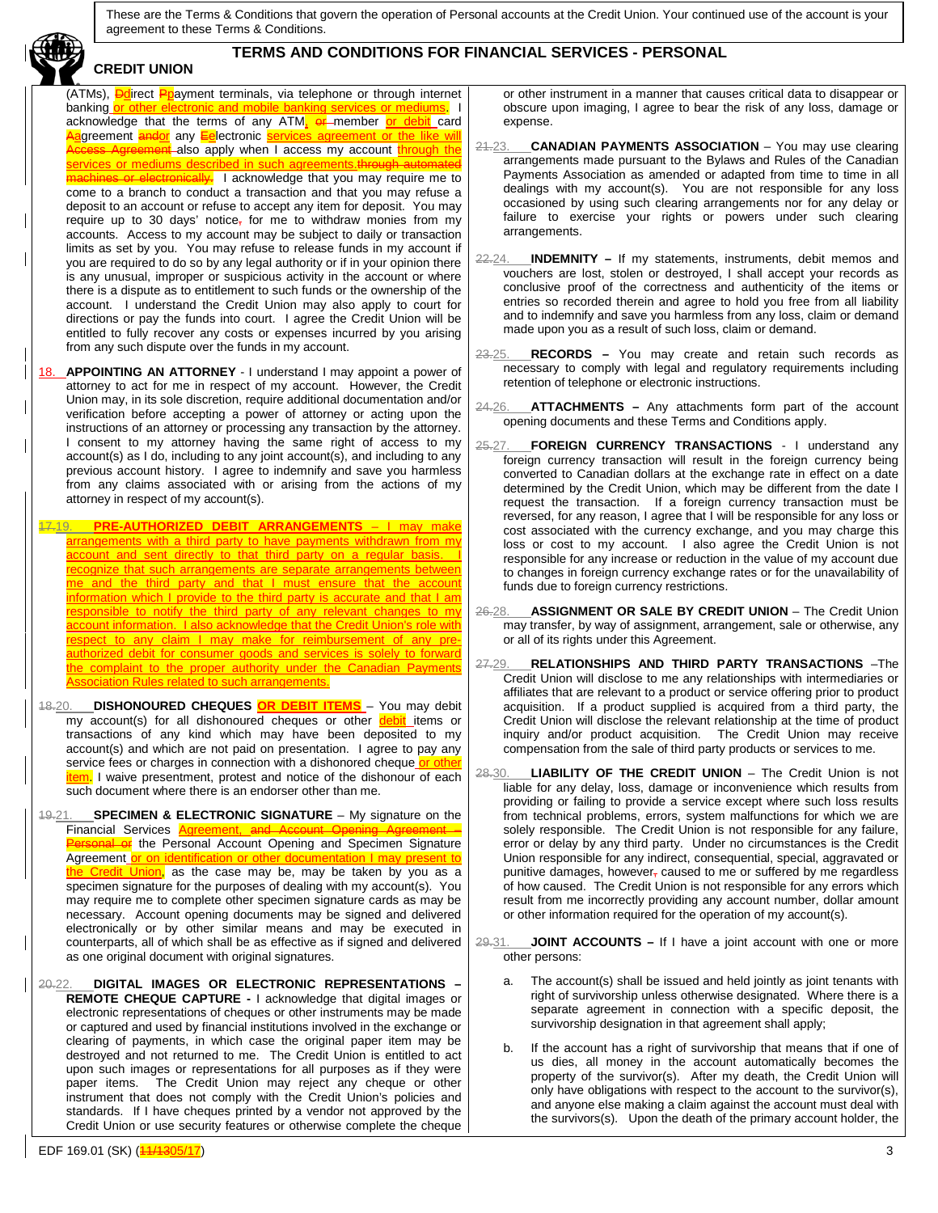These are the Terms & Conditions that govern the operation of Personal accounts at the Credit Union. Your continued use of the account is your agreement to these Terms & Conditions.

**CREDIT UNION**

## TERMS AND CONDITIONS FOR FINANCIAL SERVICES - PERSONAL

(ATMs), Ddirect Ppayment terminals, via telephone or through internet banking or other electronic and mobile banking services or mediums. I acknowledge that the terms of any ATM, or member or debit card Aagreement andor any Eelectronic services agreement or the like will Access Agreement also apply when I access my account through the services or mediums described in such agreements.through automated machines or electronically. I acknowledge that you may require me to come to a branch to conduct a transaction and that you may refuse a deposit to an account or refuse to accept any item for deposit. You may require up to 30 days' notice, for me to withdraw monies from my accounts. Access to my account may be subject to daily or transaction limits as set by you. You may refuse to release funds in my account if you are required to do so by any legal authority or if in your opinion there is any unusual, improper or suspicious activity in the account or where there is a dispute as to entitlement to such funds or the ownership of the account. I understand the Credit Union may also apply to court for directions or pay the funds into court. I agree the Credit Union will be entitled to fully recover any costs or expenses incurred by you arising from any such dispute over the funds in my account.

18. **APPOINTING AN ATTORNEY** - I understand I may appoint a power of attorney to act for me in respect of my account. However, the Credit Union may, in its sole discretion, require additional documentation and/or verification before accepting a power of attorney or acting upon the instructions of an attorney or processing any transaction by the attorney. I consent to my attorney having the same right of access to my account(s) as I do, including to any joint account(s), and including to any previous account history. I agree to indemnify and save you harmless from any claims associated with or arising from the actions of my attorney in respect of my account(s).

17.19. **PRE-AUTHORIZED DEBIT ARRANGEMENTS** – I may make arrangements with a third party to have payments withdrawn from my account and sent directly to that third party on a regular basis. I recognize that such arrangements are separate arrangements between me and the third party and that I must ensure that the account information which I provide to the third party is accurate and that I am responsible to notify the third party of any relevant changes to my account information. I also acknowledge that the Credit Union's role with respect to any claim I may make for reimbursement of any pre-authorized debit for consumer goods and services is solely to forward the complaint to the proper authority under the Canadian Payments Association Rules related to such arrangements.

18.20. **DISHONOURED CHEQUES OR DEBIT ITEMS** – You may debit my account(s) for all dishonoured cheques or other debit items or transactions of any kind which may have been deposited to my account(s) and which are not paid on presentation. I agree to pay any service fees or charges in connection with a dishonored cheque or other item. I waive presentment, protest and notice of the dishonour of each such document where there is an endorser other than me.

19.21. **SPECIMEN & ELECTRONIC SIGNATURE** – My signature on the Financial Services Agreement, and Account Opening Agreement – Personal or the Personal Account Opening and Specimen Signature Agreement or on identification or other documentation I may present to the Credit Union, as the case may be, may be taken by you as a specimen signature for the purposes of dealing with my account(s). You may require me to complete other specimen signature cards as may be necessary. Account opening documents may be signed and delivered electronically or by other similar means and may be executed in counterparts, all of which shall be as effective as if signed and delivered as one original document with original signatures.

20.22. **DIGITAL IMAGES OR ELECTRONIC REPRESENTATIONS – REMOTE CHEQUE CAPTURE -** I acknowledge that digital images or electronic representations of cheques or other instruments may be made or captured and used by financial institutions involved in the exchange or clearing of payments, in which case the original paper item may be destroyed and not returned to me. The Credit Union is entitled to act upon such images or representations for all purposes as if they were paper items. The Credit Union may reject any cheque or other instrument that does not comply with the Credit Union's policies and standards. If I have cheques printed by a vendor not approved by the Credit Union or use security features or otherwise complete the cheque or other instrument in a manner that causes critical data to disappear or obscure upon imaging, I agree to bear the risk of any loss, damage or expense.

21.23. **CANADIAN PAYMENTS ASSOCIATION** – You may use clearing arrangements made pursuant to the Bylaws and Rules of the Canadian Payments Association as amended or adapted from time to time in all dealings with my account(s). You are not responsible for any loss occasioned by using such clearing arrangements nor for any delay or failure to exercise your rights or powers under such clearing arrangements.

22.24. **INDEMNITY –** If my statements, instruments, debit memos and vouchers are lost, stolen or destroyed, I shall accept your records as conclusive proof of the correctness and authenticity of the items or entries so recorded therein and agree to hold you free from all liability and to indemnify and save you harmless from any loss, claim or demand made upon you as a result of such loss, claim or demand.

23.25. **RECORDS –** You may create and retain such records as necessary to comply with legal and regulatory requirements including retention of telephone or electronic instructions.

24.26. **ATTACHMENTS –** Any attachments form part of the account opening documents and these Terms and Conditions apply.

25.27. **FOREIGN CURRENCY TRANSACTIONS** - I understand any foreign currency transaction will result in the foreign currency being converted to Canadian dollars at the exchange rate in effect on a date determined by the Credit Union, which may be different from the date I request the transaction. If a foreign currency transaction must be reversed, for any reason, I agree that I will be responsible for any loss or cost associated with the currency exchange, and you may charge this loss or cost to my account. I also agree the Credit Union is not responsible for any increase or reduction in the value of my account due to changes in foreign currency exchange rates or for the unavailability of funds due to foreign currency restrictions.

26.28. **ASSIGNMENT OR SALE BY CREDIT UNION** – The Credit Union may transfer, by way of assignment, arrangement, sale or otherwise, any or all of its rights under this Agreement.

27.29. **RELATIONSHIPS AND THIRD PARTY TRANSACTIONS** –The Credit Union will disclose to me any relationships with intermediaries or affiliates that are relevant to a product or service offering prior to product acquisition. If a product supplied is acquired from a third party, the Credit Union will disclose the relevant relationship at the time of product inquiry and/or product acquisition. The Credit Union may receive compensation from the sale of third party products or services to me.

28.30. **LIABILITY OF THE CREDIT UNION** – The Credit Union is not liable for any delay, loss, damage or inconvenience which results from providing or failing to provide a service except where such loss results from technical problems, errors, system malfunctions for which we are solely responsible. The Credit Union is not responsible for any failure, error or delay by any third party. Under no circumstances is the Credit Union responsible for any indirect, consequential, special, aggravated or punitive damages, however, caused to me or suffered by me regardless of how caused. The Credit Union is not responsible for any errors which result from me incorrectly providing any account number, dollar amount or other information required for the operation of my account(s).

29.31. **JOINT ACCOUNTS –** If I have a joint account with one or more other persons:

a. The account(s) shall be issued and held jointly as joint tenants with right of survivorship unless otherwise designated. Where there is a separate agreement in connection with a specific deposit, the survivorship designation in that agreement shall apply;

b. If the account has a right of survivorship that means that if one of us dies, all money in the account automatically becomes the property of the survivor(s). After my death, the Credit Union will only have obligations with respect to the account to the survivor(s), and anyone else making a claim against the account must deal with the survivors(s). Upon the death of the primary account holder, the

EDF 169.01 (SK) (11/1305/17)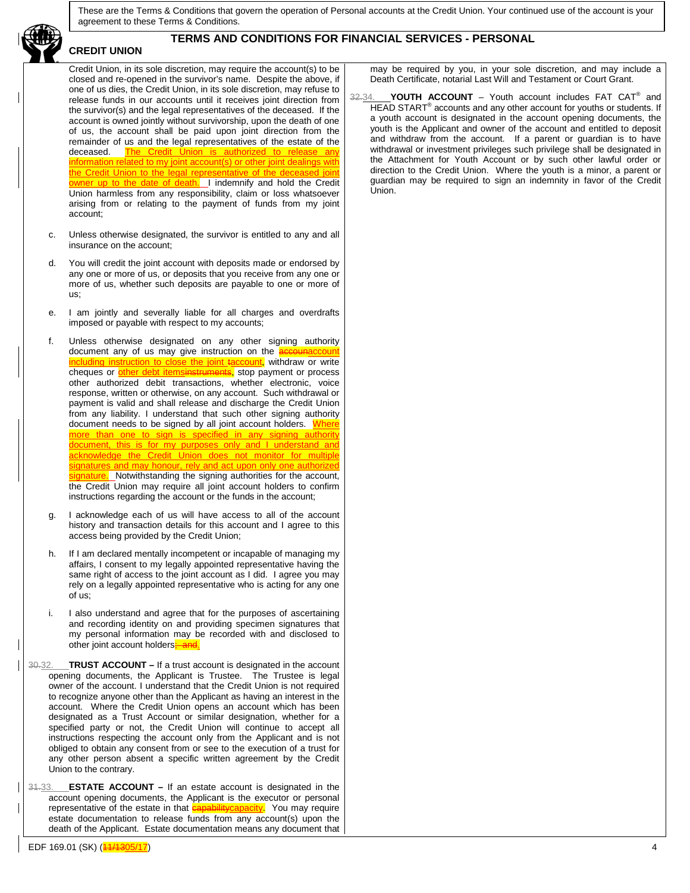These are the Terms & Conditions that govern the operation of Personal accounts at the Credit Union. Your continued use of the account is your agreement to these Terms & Conditions.

**CREDIT UNION**

## TERMS AND CONDITIONS FOR FINANCIAL SERVICES - PERSONAL

Credit Union, in its sole discretion, may require the account(s) to be closed and re-opened in the survivor's name. Despite the above, if one of us dies, the Credit Union, in its sole discretion, may refuse to release funds in our accounts until it receives joint direction from the survivor(s) and the legal representatives of the deceased. If the account is owned jointly without survivorship, upon the death of one of us, the account shall be paid upon joint direction from the remainder of us and the legal representatives of the estate of the deceased. The Credit Union is authorized to release any information related to my joint account(s) or other joint dealings with the Credit Union to the legal representative of the deceased joint owner up to the date of death. I indemnify and hold the Credit Union harmless from any responsibility, claim or loss whatsoever arising from or relating to the payment of funds from my joint account;

c. Unless otherwise designated, the survivor is entitled to any and all insurance on the account;

d. You will credit the joint account with deposits made or endorsed by any one or more of us, or deposits that you receive from any one or more of us, whether such deposits are payable to one or more of us;

e. I am jointly and severally liable for all charges and overdrafts imposed or payable with respect to my accounts;

f. Unless otherwise designated on any other signing authority document any of us may give instruction on the ~~accoun~~account including instruction to close the joint ~~t~~account, withdraw or write cheques or other debt items~~instruments~~, stop payment or process other authorized debit transactions, whether electronic, voice response, written or otherwise, on any account. Such withdrawal or payment is valid and shall release and discharge the Credit Union from any liability. I understand that such other signing authority document needs to be signed by all joint account holders. Where more than one to sign is specified in any signing authority document, this is for my purposes only and I understand and acknowledge the Credit Union does not monitor for multiple signatures and may honour, rely and act upon only one authorized signature. Notwithstanding the signing authorities for the account, the Credit Union may require all joint account holders to confirm instructions regarding the account or the funds in the account;

g. I acknowledge each of us will have access to all of the account history and transaction details for this account and I agree to this access being provided by the Credit Union;

h. If I am declared mentally incompetent or incapable of managing my affairs, I consent to my legally appointed representative having the same right of access to the joint account as I did. I agree you may rely on a legally appointed representative who is acting for any one of us;

i. I also understand and agree that for the purposes of ascertaining and recording identity on and providing specimen signatures that my personal information may be recorded with and disclosed to other joint account holders~~; and~~.

~~30.~~32. **TRUST ACCOUNT –** If a trust account is designated in the account opening documents, the Applicant is Trustee. The Trustee is legal owner of the account. I understand that the Credit Union is not required to recognize anyone other than the Applicant as having an interest in the account. Where the Credit Union opens an account which has been designated as a Trust Account or similar designation, whether for a specified party or not, the Credit Union will continue to accept all instructions respecting the account only from the Applicant and is not obliged to obtain any consent from or see to the execution of a trust for any other person absent a specific written agreement by the Credit Union to the contrary.

~~31.~~33. **ESTATE ACCOUNT –** If an estate account is designated in the account opening documents, the Applicant is the executor or personal representative of the estate in that ~~capability~~capacity. You may require estate documentation to release funds from any account(s) upon the death of the Applicant. Estate documentation means any document that may be required by you, in your sole discretion, and may include a Death Certificate, notarial Last Will and Testament or Court Grant.

~~32.~~34. **YOUTH ACCOUNT** – Youth account includes FAT CAT® and HEAD START® accounts and any other account for youths or students. If a youth account is designated in the account opening documents, the youth is the Applicant and owner of the account and entitled to deposit and withdraw from the account. If a parent or guardian is to have withdrawal or investment privileges such privilege shall be designated in the Attachment for Youth Account or by such other lawful order or direction to the Credit Union. Where the youth is a minor, a parent or guardian may be required to sign an indemnity in favor of the Credit Union.

EDF 169.01 (SK) (~~11/13~~05/17)